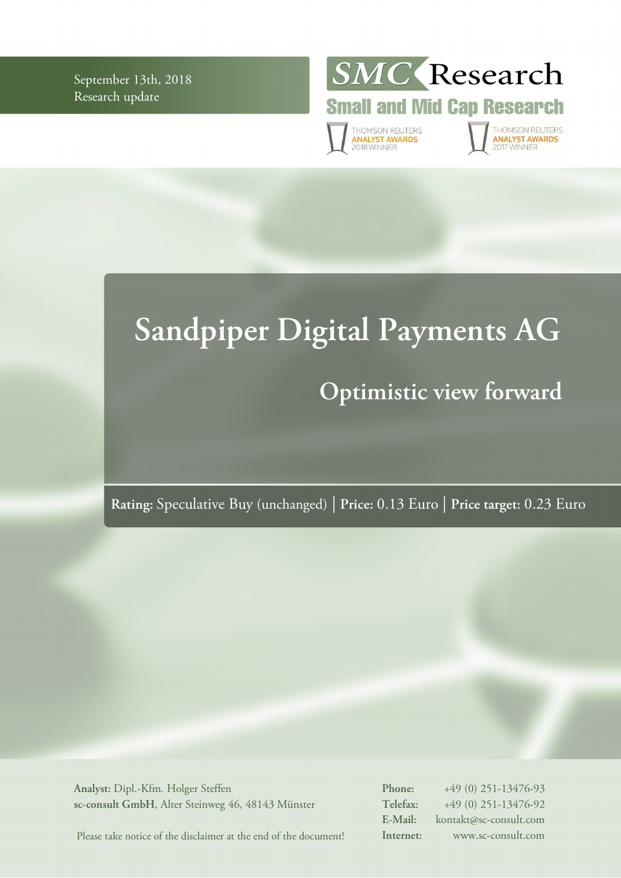September 13th, 2018
Research update

SMC Research
Small and Mid Cap Research

THOMSON REUTERS ANALYST AWARDS 2018 WINNER

THOMSON REUTERS ANALYST AWARDS 2017 WINNER

# Sandpiper Digital Payments AG

## Optimistic view forward

**Rating:** Speculative Buy (unchanged) | **Price:** 0.13 Euro | **Price target:** 0.23 Euro

**Analyst:** Dipl.-Kfm. Holger Steffen
**sc-consult GmbH**, Alter Steinweg 46, 48143 Münster

Please take notice of the disclaimer at the end of the document!

**Phone:** +49 (0) 251-13476-93
**Telefax:** +49 (0) 251-13476-92
**E-Mail:** kontakt@sc-consult.com
**Internet:** www.sc-consult.com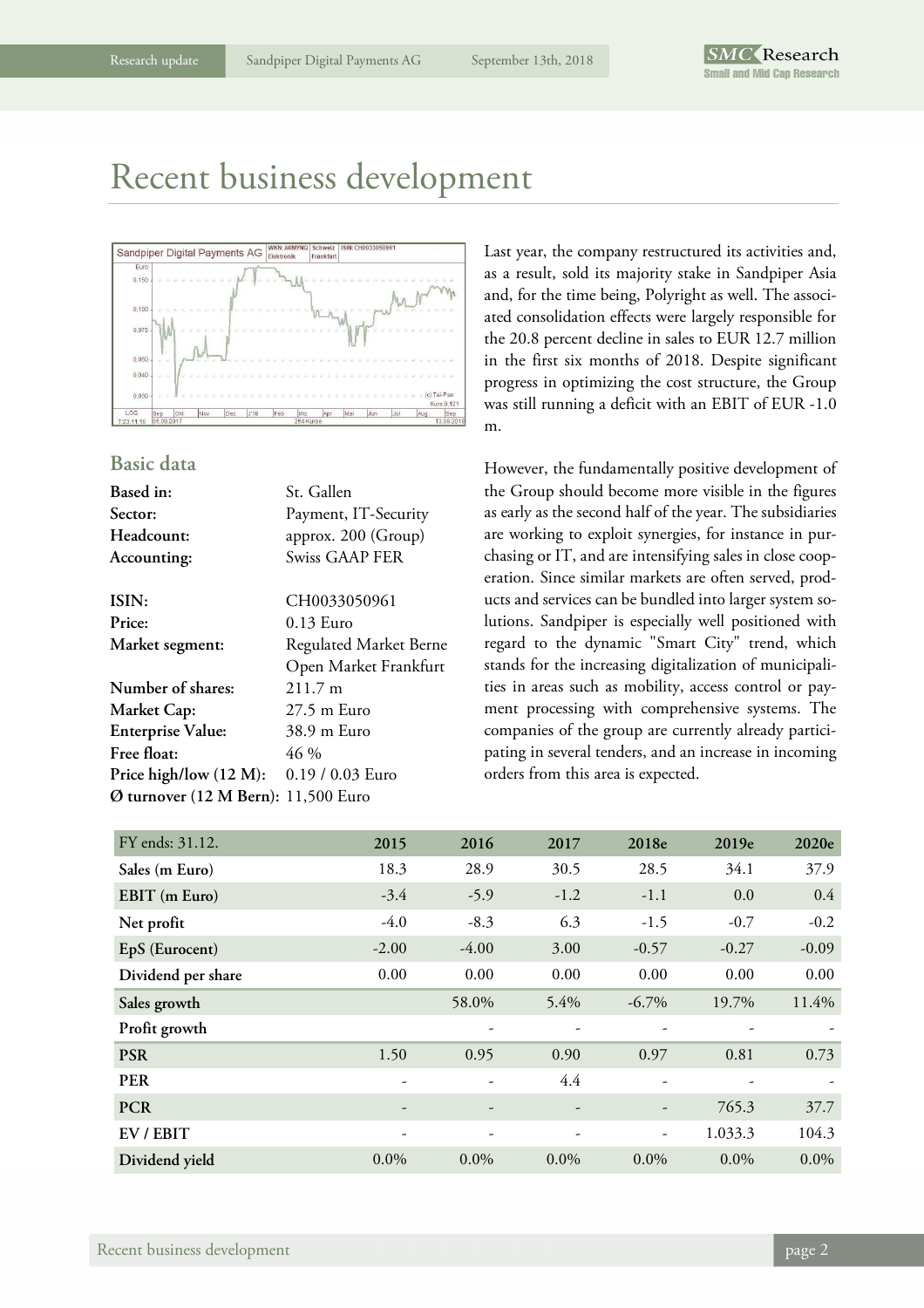# Recent business development

Last year, the company restructured its activities and, as a result, sold its majority stake in Sandpiper Asia and, for the time being, Polyright as well. The associated consolidation effects were largely responsible for the 20.8 percent decline in sales to EUR 12.7 million in the first six months of 2018. Despite significant progress in optimizing the cost structure, the Group was still running a deficit with an EBIT of EUR -1.0 m.

However, the fundamentally positive development of the Group should become more visible in the figures as early as the second half of the year. The subsidiaries are working to exploit synergies, for instance in purchasing or IT, and are intensifying sales in close cooperation. Since similar markets are often served, products and services can be bundled into larger system solutions. Sandpiper is especially well positioned with regard to the dynamic "Smart City" trend, which stands for the increasing digitalization of municipalities in areas such as mobility, access control or payment processing with comprehensive systems. The companies of the group are currently already participating in several tenders, and an increase in incoming orders from this area is expected.

## Basic data

| | |
|---|---|
| **Based in:** | St. Gallen |
| **Sector:** | Payment, IT-Security |
| **Headcount:** | approx. 200 (Group) |
| **Accounting:** | Swiss GAAP FER |
| **ISIN:** | CH0033050961 |
| **Price:** | 0.13 Euro |
| **Market segment:** | Regulated Market Berne<br>Open Market Frankfurt |
| **Number of shares:** | 211.7 m |
| **Market Cap:** | 27.5 m Euro |
| **Enterprise Value:** | 38.9 m Euro |
| **Free float:** | 46 % |
| **Price high/low (12 M):** | 0.19 / 0.03 Euro |
| **Ø turnover (12 M Bern):** | 11,500 Euro |

| FY ends: 31.12. | 2015 | 2016 | 2017 | 2018e | 2019e | 2020e |
|---|---|---|---|---|---|---|
| **Sales (m Euro)** | 18.3 | 28.9 | 30.5 | 28.5 | 34.1 | 37.9 |
| **EBIT (m Euro)** | -3.4 | -5.9 | -1.2 | -1.1 | 0.0 | 0.4 |
| **Net profit** | -4.0 | -8.3 | 6.3 | -1.5 | -0.7 | -0.2 |
| **EpS (Eurocent)** | -2.00 | -4.00 | 3.00 | -0.57 | -0.27 | -0.09 |
| **Dividend per share** | 0.00 | 0.00 | 0.00 | 0.00 | 0.00 | 0.00 |
| **Sales growth** | | 58.0% | 5.4% | -6.7% | 19.7% | 11.4% |
| **Profit growth** | | - | - | - | - | - |
| **PSR** | 1.50 | 0.95 | 0.90 | 0.97 | 0.81 | 0.73 |
| **PER** | - | - | 4.4 | - | - | - |
| **PCR** | - | - | - | - | 765.3 | 37.7 |
| **EV / EBIT** | - | - | - | - | 1.033.3 | 104.3 |
| **Dividend yield** | 0.0% | 0.0% | 0.0% | 0.0% | 0.0% | 0.0% |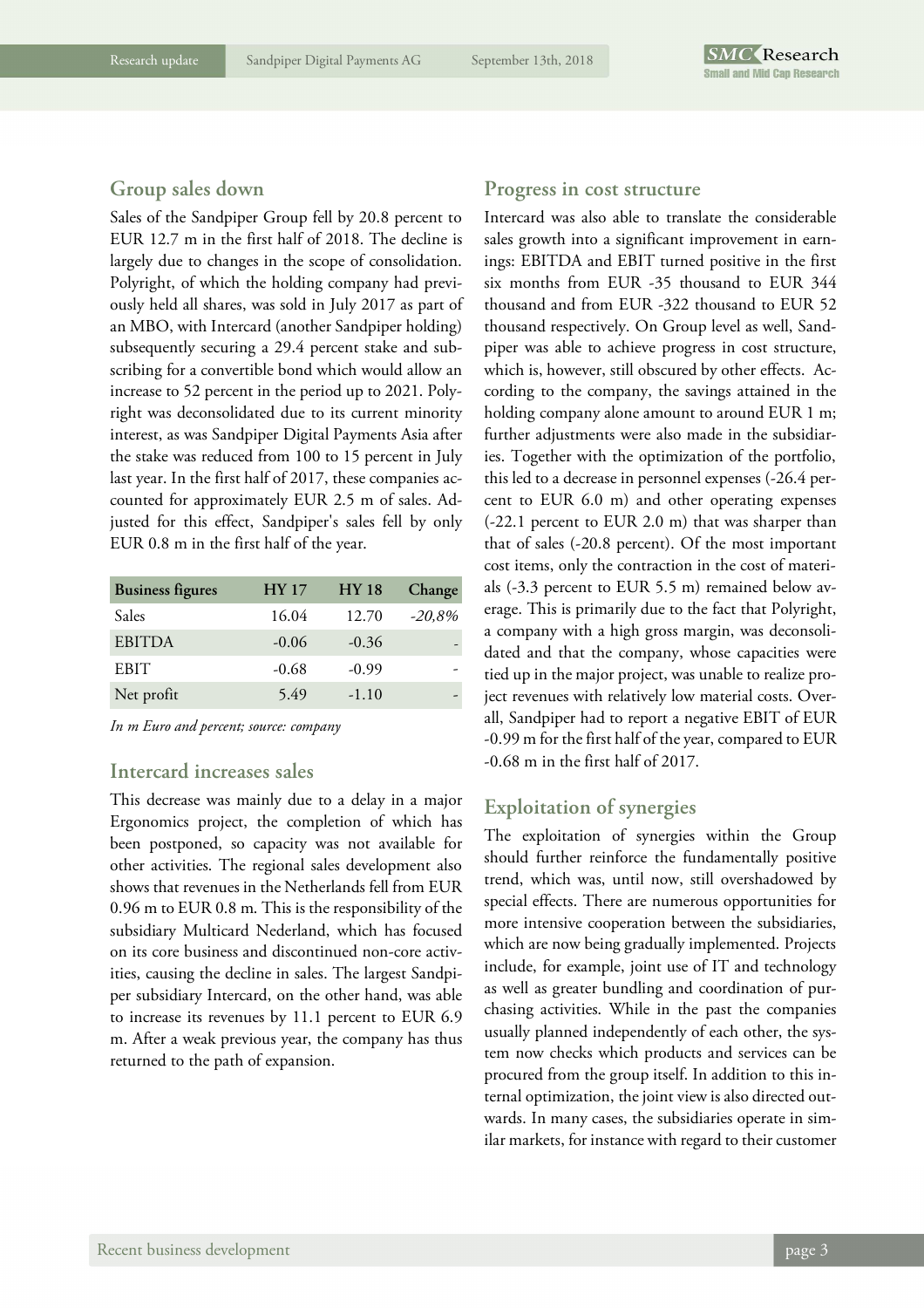## Group sales down

Sales of the Sandpiper Group fell by 20.8 percent to EUR 12.7 m in the first half of 2018. The decline is largely due to changes in the scope of consolidation. Polyright, of which the holding company had previously held all shares, was sold in July 2017 as part of an MBO, with Intercard (another Sandpiper holding) subsequently securing a 29.4 percent stake and subscribing for a convertible bond which would allow an increase to 52 percent in the period up to 2021. Polyright was deconsolidated due to its current minority interest, as was Sandpiper Digital Payments Asia after the stake was reduced from 100 to 15 percent in July last year. In the first half of 2017, these companies accounted for approximately EUR 2.5 m of sales. Adjusted for this effect, Sandpiper's sales fell by only EUR 0.8 m in the first half of the year.

| Business figures | HY 17 | HY 18 | Change |
|---|---|---|---|
| Sales | 16.04 | 12.70 | *-20,8%* |
| EBITDA | -0.06 | -0.36 | - |
| EBIT | -0.68 | -0.99 | - |
| Net profit | 5.49 | -1.10 | - |

*In m Euro and percent; source: company*

## Intercard increases sales

This decrease was mainly due to a delay in a major Ergonomics project, the completion of which has been postponed, so capacity was not available for other activities. The regional sales development also shows that revenues in the Netherlands fell from EUR 0.96 m to EUR 0.8 m. This is the responsibility of the subsidiary Multicard Nederland, which has focused on its core business and discontinued non-core activities, causing the decline in sales. The largest Sandpiper subsidiary Intercard, on the other hand, was able to increase its revenues by 11.1 percent to EUR 6.9 m. After a weak previous year, the company has thus returned to the path of expansion.

## Progress in cost structure

Intercard was also able to translate the considerable sales growth into a significant improvement in earnings: EBITDA and EBIT turned positive in the first six months from EUR -35 thousand to EUR 344 thousand and from EUR -322 thousand to EUR 52 thousand respectively. On Group level as well, Sandpiper was able to achieve progress in cost structure, which is, however, still obscured by other effects. According to the company, the savings attained in the holding company alone amount to around EUR 1 m; further adjustments were also made in the subsidiaries. Together with the optimization of the portfolio, this led to a decrease in personnel expenses (-26.4 percent to EUR 6.0 m) and other operating expenses (-22.1 percent to EUR 2.0 m) that was sharper than that of sales (-20.8 percent). Of the most important cost items, only the contraction in the cost of materials (-3.3 percent to EUR 5.5 m) remained below average. This is primarily due to the fact that Polyright, a company with a high gross margin, was deconsolidated and that the company, whose capacities were tied up in the major project, was unable to realize project revenues with relatively low material costs. Overall, Sandpiper had to report a negative EBIT of EUR -0.99 m for the first half of the year, compared to EUR -0.68 m in the first half of 2017.

## Exploitation of synergies

The exploitation of synergies within the Group should further reinforce the fundamentally positive trend, which was, until now, still overshadowed by special effects. There are numerous opportunities for more intensive cooperation between the subsidiaries, which are now being gradually implemented. Projects include, for example, joint use of IT and technology as well as greater bundling and coordination of purchasing activities. While in the past the companies usually planned independently of each other, the system now checks which products and services can be procured from the group itself. In addition to this internal optimization, the joint view is also directed outwards. In many cases, the subsidiaries operate in similar markets, for instance with regard to their customer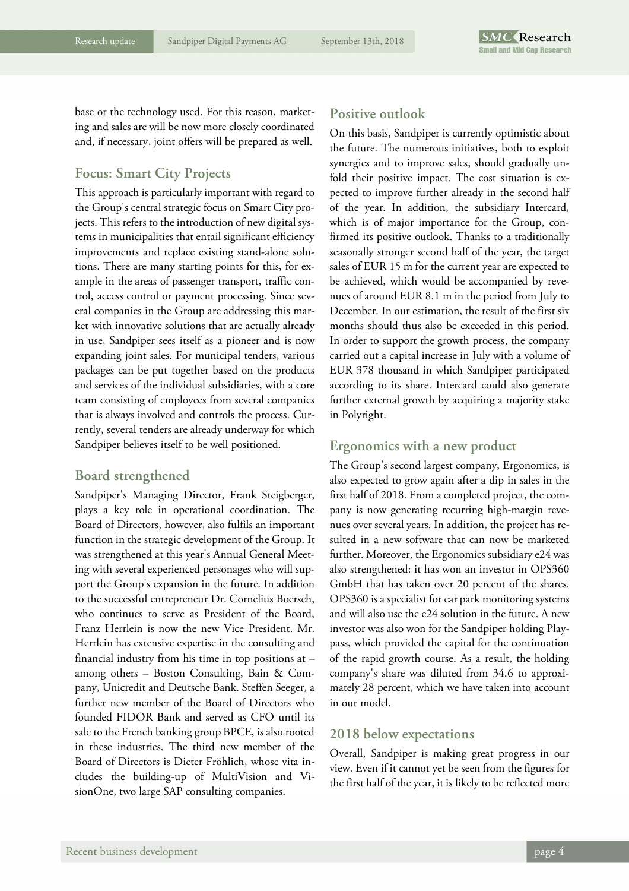base or the technology used. For this reason, marketing and sales are will be now more closely coordinated and, if necessary, joint offers will be prepared as well.

## Focus: Smart City Projects

This approach is particularly important with regard to the Group's central strategic focus on Smart City projects. This refers to the introduction of new digital systems in municipalities that entail significant efficiency improvements and replace existing stand-alone solutions. There are many starting points for this, for example in the areas of passenger transport, traffic control, access control or payment processing. Since several companies in the Group are addressing this market with innovative solutions that are actually already in use, Sandpiper sees itself as a pioneer and is now expanding joint sales. For municipal tenders, various packages can be put together based on the products and services of the individual subsidiaries, with a core team consisting of employees from several companies that is always involved and controls the process. Currently, several tenders are already underway for which Sandpiper believes itself to be well positioned.

## Board strengthened

Sandpiper's Managing Director, Frank Steigberger, plays a key role in operational coordination. The Board of Directors, however, also fulfils an important function in the strategic development of the Group. It was strengthened at this year's Annual General Meeting with several experienced personages who will support the Group's expansion in the future. In addition to the successful entrepreneur Dr. Cornelius Boersch, who continues to serve as President of the Board, Franz Herrlein is now the new Vice President. Mr. Herrlein has extensive expertise in the consulting and financial industry from his time in top positions at – among others – Boston Consulting, Bain & Company, Unicredit and Deutsche Bank. Steffen Seeger, a further new member of the Board of Directors who founded FIDOR Bank and served as CFO until its sale to the French banking group BPCE, is also rooted in these industries. The third new member of the Board of Directors is Dieter Fröhlich, whose vita includes the building-up of MultiVision and VisionOne, two large SAP consulting companies.

## Positive outlook

On this basis, Sandpiper is currently optimistic about the future. The numerous initiatives, both to exploit synergies and to improve sales, should gradually unfold their positive impact. The cost situation is expected to improve further already in the second half of the year. In addition, the subsidiary Intercard, which is of major importance for the Group, confirmed its positive outlook. Thanks to a traditionally seasonally stronger second half of the year, the target sales of EUR 15 m for the current year are expected to be achieved, which would be accompanied by revenues of around EUR 8.1 m in the period from July to December. In our estimation, the result of the first six months should thus also be exceeded in this period. In order to support the growth process, the company carried out a capital increase in July with a volume of EUR 378 thousand in which Sandpiper participated according to its share. Intercard could also generate further external growth by acquiring a majority stake in Polyright.

## Ergonomics with a new product

The Group's second largest company, Ergonomics, is also expected to grow again after a dip in sales in the first half of 2018. From a completed project, the company is now generating recurring high-margin revenues over several years. In addition, the project has resulted in a new software that can now be marketed further. Moreover, the Ergonomics subsidiary e24 was also strengthened: it has won an investor in OPS360 GmbH that has taken over 20 percent of the shares. OPS360 is a specialist for car park monitoring systems and will also use the e24 solution in the future. A new investor was also won for the Sandpiper holding Playpass, which provided the capital for the continuation of the rapid growth course. As a result, the holding company's share was diluted from 34.6 to approximately 28 percent, which we have taken into account in our model.

## 2018 below expectations

Overall, Sandpiper is making great progress in our view. Even if it cannot yet be seen from the figures for the first half of the year, it is likely to be reflected more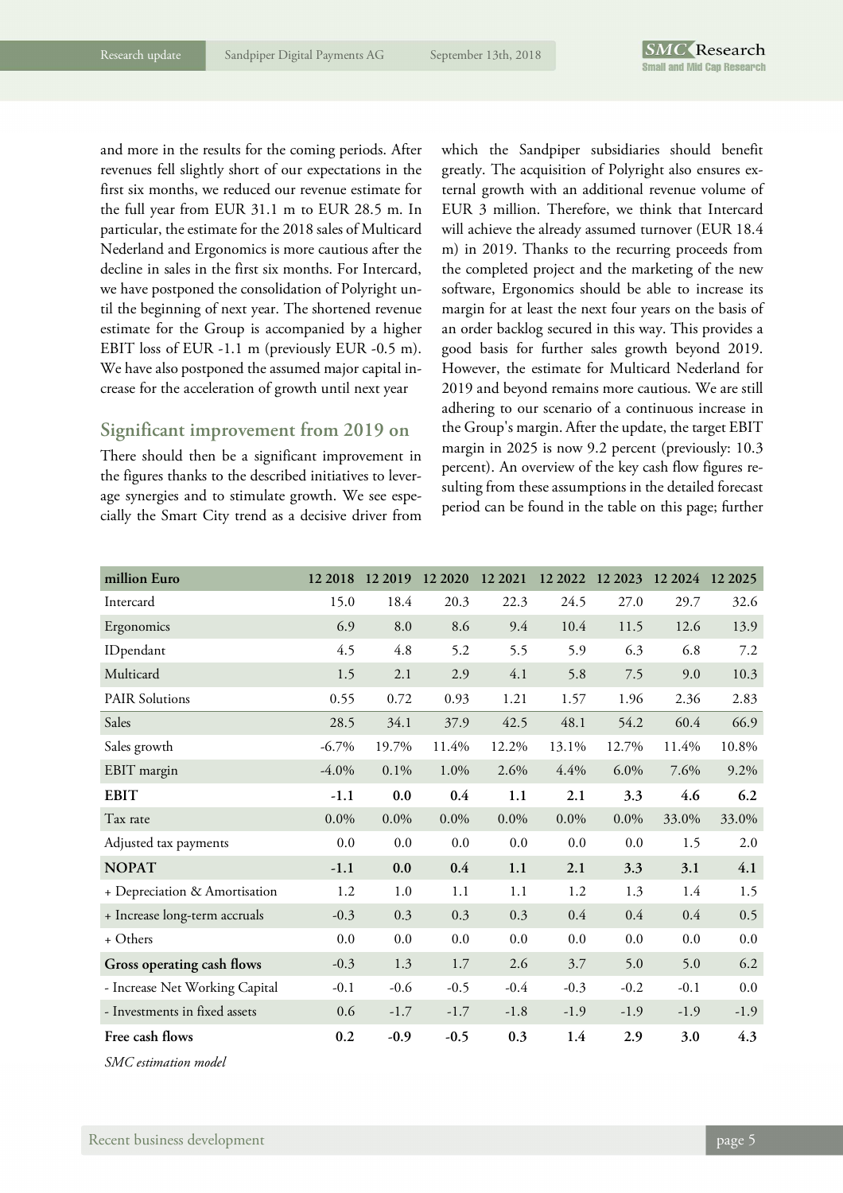and more in the results for the coming periods. After revenues fell slightly short of our expectations in the first six months, we reduced our revenue estimate for the full year from EUR 31.1 m to EUR 28.5 m. In particular, the estimate for the 2018 sales of Multicard Nederland and Ergonomics is more cautious after the decline in sales in the first six months. For Intercard, we have postponed the consolidation of Polyright until the beginning of next year. The shortened revenue estimate for the Group is accompanied by a higher EBIT loss of EUR -1.1 m (previously EUR -0.5 m). We have also postponed the assumed major capital increase for the acceleration of growth until next year

## Significant improvement from 2019 on

There should then be a significant improvement in the figures thanks to the described initiatives to leverage synergies and to stimulate growth. We see especially the Smart City trend as a decisive driver from which the Sandpiper subsidiaries should benefit greatly. The acquisition of Polyright also ensures external growth with an additional revenue volume of EUR 3 million. Therefore, we think that Intercard will achieve the already assumed turnover (EUR 18.4 m) in 2019. Thanks to the recurring proceeds from the completed project and the marketing of the new software, Ergonomics should be able to increase its margin for at least the next four years on the basis of an order backlog secured in this way. This provides a good basis for further sales growth beyond 2019. However, the estimate for Multicard Nederland for 2019 and beyond remains more cautious. We are still adhering to our scenario of a continuous increase in the Group's margin. After the update, the target EBIT margin in 2025 is now 9.2 percent (previously: 10.3 percent). An overview of the key cash flow figures resulting from these assumptions in the detailed forecast period can be found in the table on this page; further

| million Euro | 12 2018 | 12 2019 | 12 2020 | 12 2021 | 12 2022 | 12 2023 | 12 2024 | 12 2025 |
|---|---|---|---|---|---|---|---|---|
| Intercard | 15.0 | 18.4 | 20.3 | 22.3 | 24.5 | 27.0 | 29.7 | 32.6 |
| Ergonomics | 6.9 | 8.0 | 8.6 | 9.4 | 10.4 | 11.5 | 12.6 | 13.9 |
| IDpendant | 4.5 | 4.8 | 5.2 | 5.5 | 5.9 | 6.3 | 6.8 | 7.2 |
| Multicard | 1.5 | 2.1 | 2.9 | 4.1 | 5.8 | 7.5 | 9.0 | 10.3 |
| PAIR Solutions | 0.55 | 0.72 | 0.93 | 1.21 | 1.57 | 1.96 | 2.36 | 2.83 |
| Sales | 28.5 | 34.1 | 37.9 | 42.5 | 48.1 | 54.2 | 60.4 | 66.9 |
| Sales growth | -6.7% | 19.7% | 11.4% | 12.2% | 13.1% | 12.7% | 11.4% | 10.8% |
| EBIT margin | -4.0% | 0.1% | 1.0% | 2.6% | 4.4% | 6.0% | 7.6% | 9.2% |
| **EBIT** | **-1.1** | **0.0** | **0.4** | **1.1** | **2.1** | **3.3** | **4.6** | **6.2** |
| Tax rate | 0.0% | 0.0% | 0.0% | 0.0% | 0.0% | 0.0% | 33.0% | 33.0% |
| Adjusted tax payments | 0.0 | 0.0 | 0.0 | 0.0 | 0.0 | 0.0 | 1.5 | 2.0 |
| **NOPAT** | **-1.1** | **0.0** | **0.4** | **1.1** | **2.1** | **3.3** | **3.1** | **4.1** |
| + Depreciation & Amortisation | 1.2 | 1.0 | 1.1 | 1.1 | 1.2 | 1.3 | 1.4 | 1.5 |
| + Increase long-term accruals | -0.3 | 0.3 | 0.3 | 0.3 | 0.4 | 0.4 | 0.4 | 0.5 |
| + Others | 0.0 | 0.0 | 0.0 | 0.0 | 0.0 | 0.0 | 0.0 | 0.0 |
| **Gross operating cash flows** | -0.3 | 1.3 | 1.7 | 2.6 | 3.7 | 5.0 | 5.0 | 6.2 |
| - Increase Net Working Capital | -0.1 | -0.6 | -0.5 | -0.4 | -0.3 | -0.2 | -0.1 | 0.0 |
| - Investments in fixed assets | 0.6 | -1.7 | -1.7 | -1.8 | -1.9 | -1.9 | -1.9 | -1.9 |
| **Free cash flows** | **0.2** | **-0.9** | **-0.5** | **0.3** | **1.4** | **2.9** | **3.0** | **4.3** |

*SMC estimation model*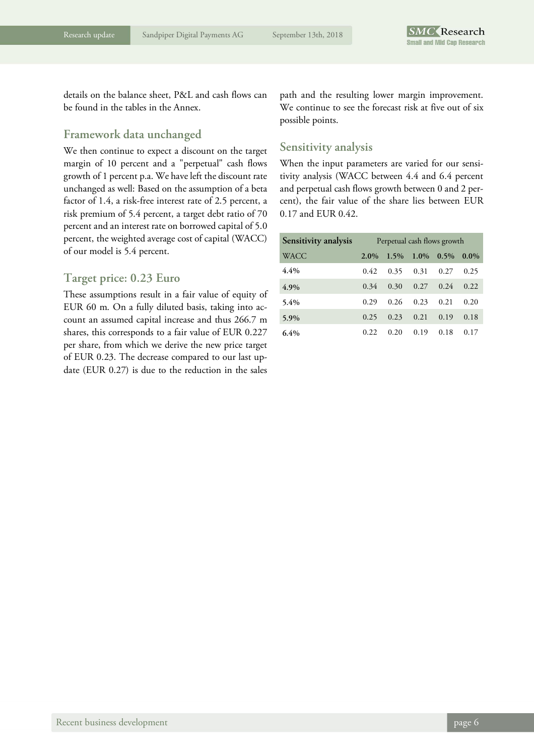details on the balance sheet, P&L and cash flows can be found in the tables in the Annex.

## Framework data unchanged

We then continue to expect a discount on the target margin of 10 percent and a "perpetual" cash flows growth of 1 percent p.a. We have left the discount rate unchanged as well: Based on the assumption of a beta factor of 1.4, a risk-free interest rate of 2.5 percent, a risk premium of 5.4 percent, a target debt ratio of 70 percent and an interest rate on borrowed capital of 5.0 percent, the weighted average cost of capital (WACC) of our model is 5.4 percent.

## Target price: 0.23 Euro

These assumptions result in a fair value of equity of EUR 60 m. On a fully diluted basis, taking into account an assumed capital increase and thus 266.7 m shares, this corresponds to a fair value of EUR 0.227 per share, from which we derive the new price target of EUR 0.23. The decrease compared to our last update (EUR 0.27) is due to the reduction in the sales path and the resulting lower margin improvement. We continue to see the forecast risk at five out of six possible points.

## Sensitivity analysis

When the input parameters are varied for our sensitivity analysis (WACC between 4.4 and 6.4 percent and perpetual cash flows growth between 0 and 2 percent), the fair value of the share lies between EUR 0.17 and EUR 0.42.

| Sensitivity analysis | Perpetual cash flows growth | | | | |
|---|---|---|---|---|---|
| WACC | 2.0% | 1.5% | 1.0% | 0.5% | 0.0% |
| 4.4% | 0.42 | 0.35 | 0.31 | 0.27 | 0.25 |
| 4.9% | 0.34 | 0.30 | 0.27 | 0.24 | 0.22 |
| 5.4% | 0.29 | 0.26 | 0.23 | 0.21 | 0.20 |
| 5.9% | 0.25 | 0.23 | 0.21 | 0.19 | 0.18 |
| 6.4% | 0.22 | 0.20 | 0.19 | 0.18 | 0.17 |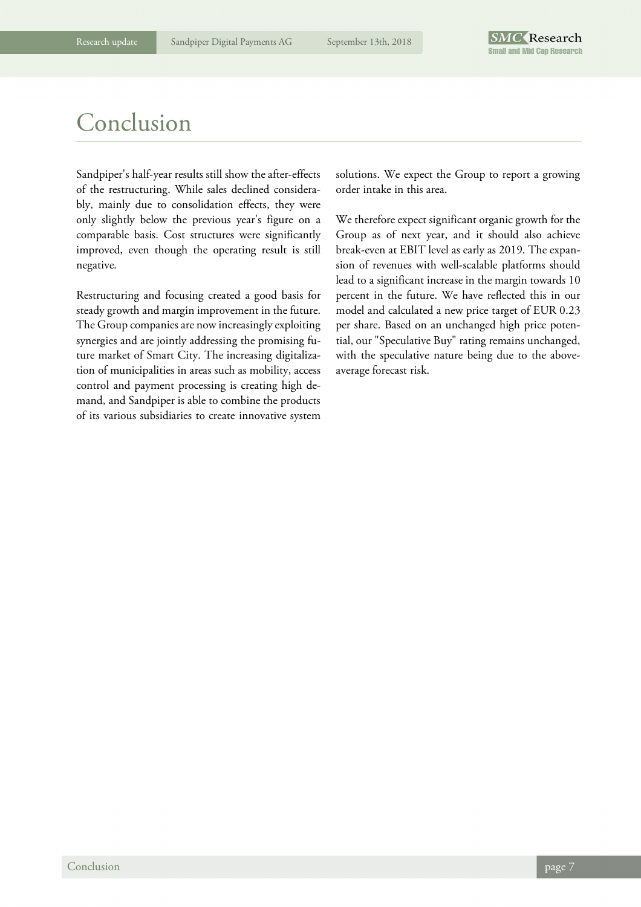# Conclusion

Sandpiper's half-year results still show the after-effects of the restructuring. While sales declined considerably, mainly due to consolidation effects, they were only slightly below the previous year's figure on a comparable basis. Cost structures were significantly improved, even though the operating result is still negative.

Restructuring and focusing created a good basis for steady growth and margin improvement in the future. The Group companies are now increasingly exploiting synergies and are jointly addressing the promising future market of Smart City. The increasing digitalization of municipalities in areas such as mobility, access control and payment processing is creating high demand, and Sandpiper is able to combine the products of its various subsidiaries to create innovative system solutions. We expect the Group to report a growing order intake in this area.

We therefore expect significant organic growth for the Group as of next year, and it should also achieve break-even at EBIT level as early as 2019. The expansion of revenues with well-scalable platforms should lead to a significant increase in the margin towards 10 percent in the future. We have reflected this in our model and calculated a new price target of EUR 0.23 per share. Based on an unchanged high price potential, our "Speculative Buy" rating remains unchanged, with the speculative nature being due to the above-average forecast risk.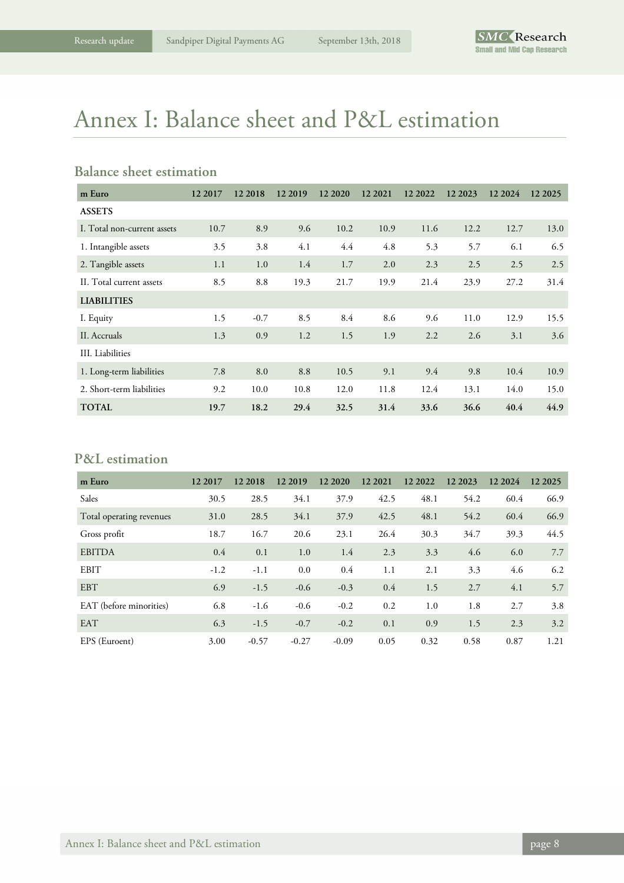# Annex I: Balance sheet and P&L estimation

## Balance sheet estimation

| m Euro | 12 2017 | 12 2018 | 12 2019 | 12 2020 | 12 2021 | 12 2022 | 12 2023 | 12 2024 | 12 2025 |
|---|---|---|---|---|---|---|---|---|---|
| **ASSETS** | | | | | | | | | |
| I. Total non-current assets | 10.7 | 8.9 | 9.6 | 10.2 | 10.9 | 11.6 | 12.2 | 12.7 | 13.0 |
| 1. Intangible assets | 3.5 | 3.8 | 4.1 | 4.4 | 4.8 | 5.3 | 5.7 | 6.1 | 6.5 |
| 2. Tangible assets | 1.1 | 1.0 | 1.4 | 1.7 | 2.0 | 2.3 | 2.5 | 2.5 | 2.5 |
| II. Total current assets | 8.5 | 8.8 | 19.3 | 21.7 | 19.9 | 21.4 | 23.9 | 27.2 | 31.4 |
| **LIABILITIES** | | | | | | | | | |
| I. Equity | 1.5 | -0.7 | 8.5 | 8.4 | 8.6 | 9.6 | 11.0 | 12.9 | 15.5 |
| II. Accruals | 1.3 | 0.9 | 1.2 | 1.5 | 1.9 | 2.2 | 2.6 | 3.1 | 3.6 |
| III. Liabilities | | | | | | | | | |
| 1. Long-term liabilities | 7.8 | 8.0 | 8.8 | 10.5 | 9.1 | 9.4 | 9.8 | 10.4 | 10.9 |
| 2. Short-term liabilities | 9.2 | 10.0 | 10.8 | 12.0 | 11.8 | 12.4 | 13.1 | 14.0 | 15.0 |
| **TOTAL** | **19.7** | **18.2** | **29.4** | **32.5** | **31.4** | **33.6** | **36.6** | **40.4** | **44.9** |

## P&L estimation

| m Euro | 12 2017 | 12 2018 | 12 2019 | 12 2020 | 12 2021 | 12 2022 | 12 2023 | 12 2024 | 12 2025 |
|---|---|---|---|---|---|---|---|---|---|
| Sales | 30.5 | 28.5 | 34.1 | 37.9 | 42.5 | 48.1 | 54.2 | 60.4 | 66.9 |
| Total operating revenues | 31.0 | 28.5 | 34.1 | 37.9 | 42.5 | 48.1 | 54.2 | 60.4 | 66.9 |
| Gross profit | 18.7 | 16.7 | 20.6 | 23.1 | 26.4 | 30.3 | 34.7 | 39.3 | 44.5 |
| EBITDA | 0.4 | 0.1 | 1.0 | 1.4 | 2.3 | 3.3 | 4.6 | 6.0 | 7.7 |
| EBIT | -1.2 | -1.1 | 0.0 | 0.4 | 1.1 | 2.1 | 3.3 | 4.6 | 6.2 |
| EBT | 6.9 | -1.5 | -0.6 | -0.3 | 0.4 | 1.5 | 2.7 | 4.1 | 5.7 |
| EAT (before minorities) | 6.8 | -1.6 | -0.6 | -0.2 | 0.2 | 1.0 | 1.8 | 2.7 | 3.8 |
| EAT | 6.3 | -1.5 | -0.7 | -0.2 | 0.1 | 0.9 | 1.5 | 2.3 | 3.2 |
| EPS (Euroent) | 3.00 | -0.57 | -0.27 | -0.09 | 0.05 | 0.32 | 0.58 | 0.87 | 1.21 |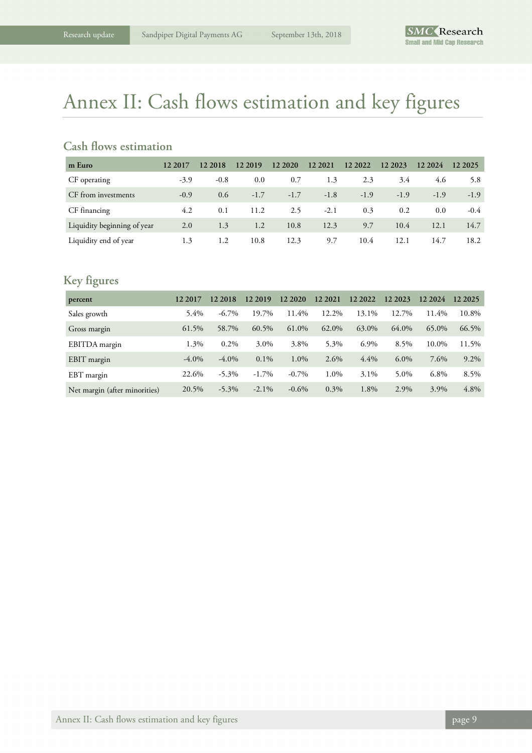# Annex II: Cash flows estimation and key figures

## Cash flows estimation

| m Euro | 12 2017 | 12 2018 | 12 2019 | 12 2020 | 12 2021 | 12 2022 | 12 2023 | 12 2024 | 12 2025 |
|---|---|---|---|---|---|---|---|---|---|
| CF operating | -3.9 | -0.8 | 0.0 | 0.7 | 1.3 | 2.3 | 3.4 | 4.6 | 5.8 |
| CF from investments | -0.9 | 0.6 | -1.7 | -1.7 | -1.8 | -1.9 | -1.9 | -1.9 | -1.9 |
| CF financing | 4.2 | 0.1 | 11.2 | 2.5 | -2.1 | 0.3 | 0.2 | 0.0 | -0.4 |
| Liquidity beginning of year | 2.0 | 1.3 | 1.2 | 10.8 | 12.3 | 9.7 | 10.4 | 12.1 | 14.7 |
| Liquidity end of year | 1.3 | 1.2 | 10.8 | 12.3 | 9.7 | 10.4 | 12.1 | 14.7 | 18.2 |

## Key figures

| percent | 12 2017 | 12 2018 | 12 2019 | 12 2020 | 12 2021 | 12 2022 | 12 2023 | 12 2024 | 12 2025 |
|---|---|---|---|---|---|---|---|---|---|
| Sales growth | 5.4% | -6.7% | 19.7% | 11.4% | 12.2% | 13.1% | 12.7% | 11.4% | 10.8% |
| Gross margin | 61.5% | 58.7% | 60.5% | 61.0% | 62.0% | 63.0% | 64.0% | 65.0% | 66.5% |
| EBITDA margin | 1.3% | 0.2% | 3.0% | 3.8% | 5.3% | 6.9% | 8.5% | 10.0% | 11.5% |
| EBIT margin | -4.0% | -4.0% | 0.1% | 1.0% | 2.6% | 4.4% | 6.0% | 7.6% | 9.2% |
| EBT margin | 22.6% | -5.3% | -1.7% | -0.7% | 1.0% | 3.1% | 5.0% | 6.8% | 8.5% |
| Net margin (after minorities) | 20.5% | -5.3% | -2.1% | -0.6% | 0.3% | 1.8% | 2.9% | 3.9% | 4.8% |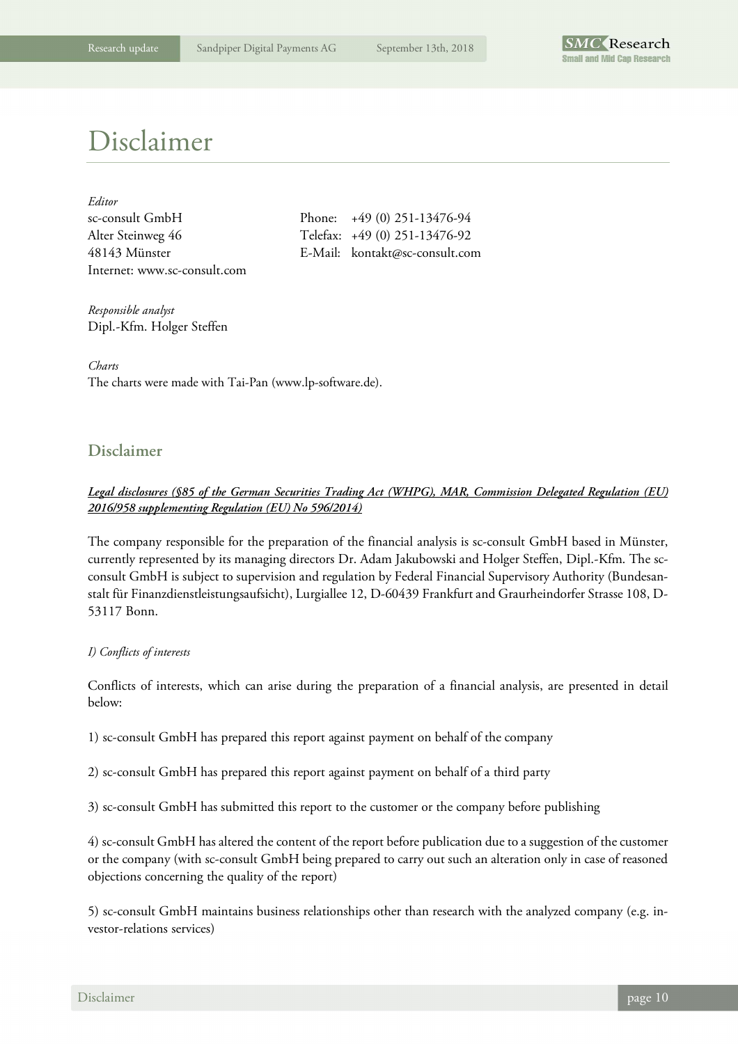# Disclaimer

*Editor*
sc-consult GmbH
Alter Steinweg 46
48143 Münster
Internet: www.sc-consult.com

Phone: +49 (0) 251-13476-94
Telefax: +49 (0) 251-13476-92
E-Mail: kontakt@sc-consult.com

*Responsible analyst*
Dipl.-Kfm. Holger Steffen

*Charts*
The charts were made with Tai-Pan (www.lp-software.de).

## Disclaimer

***Legal disclosures (§85 of the German Securities Trading Act (WHPG), MAR, Commission Delegated Regulation (EU) 2016/958 supplementing Regulation (EU) No 596/2014)***

The company responsible for the preparation of the financial analysis is sc-consult GmbH based in Münster, currently represented by its managing directors Dr. Adam Jakubowski and Holger Steffen, Dipl.-Kfm. The sc-consult GmbH is subject to supervision and regulation by Federal Financial Supervisory Authority (Bundesanstalt für Finanzdienstleistungsaufsicht), Lurgiallee 12, D-60439 Frankfurt and Graurheindorfer Strasse 108, D-53117 Bonn.

*I) Conflicts of interests*

Conflicts of interests, which can arise during the preparation of a financial analysis, are presented in detail below:

1) sc-consult GmbH has prepared this report against payment on behalf of the company

2) sc-consult GmbH has prepared this report against payment on behalf of a third party

3) sc-consult GmbH has submitted this report to the customer or the company before publishing

4) sc-consult GmbH has altered the content of the report before publication due to a suggestion of the customer or the company (with sc-consult GmbH being prepared to carry out such an alteration only in case of reasoned objections concerning the quality of the report)

5) sc-consult GmbH maintains business relationships other than research with the analyzed company (e.g. investor-relations services)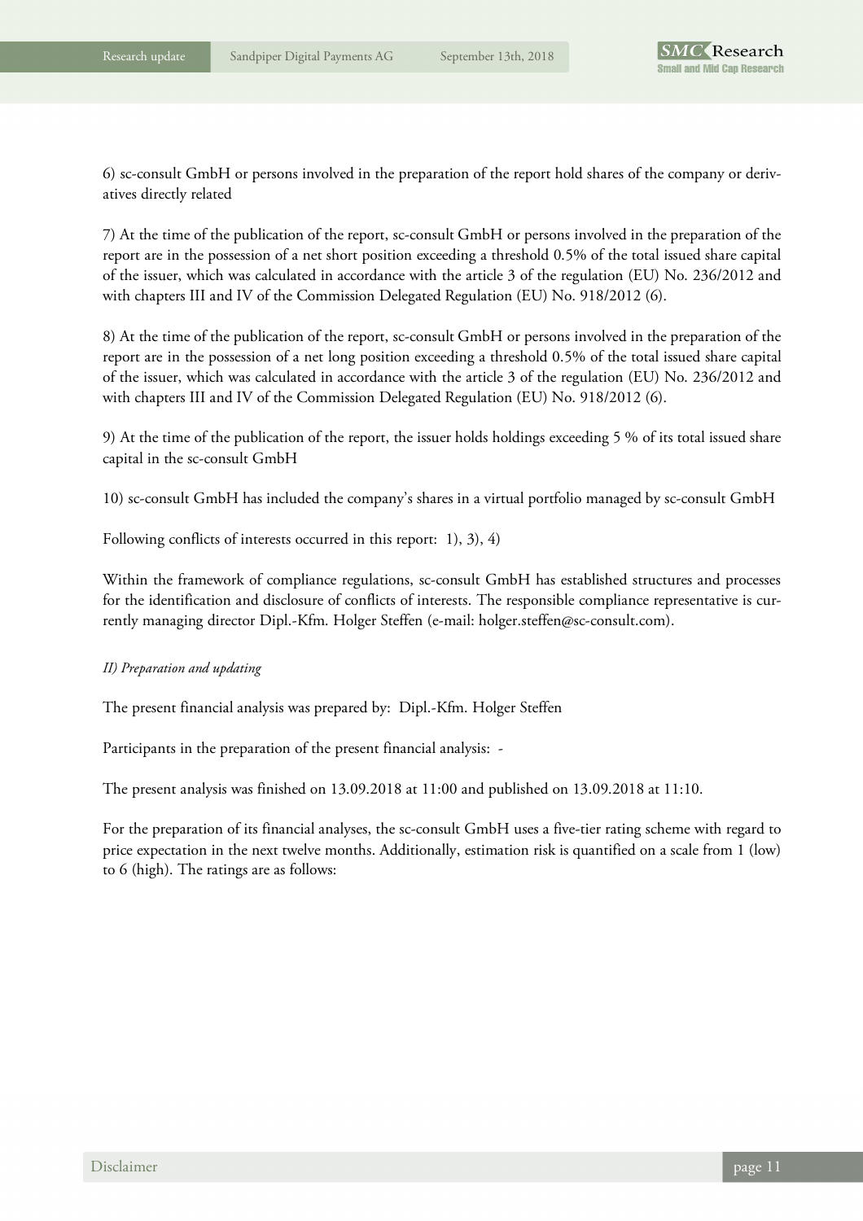6) sc-consult GmbH or persons involved in the preparation of the report hold shares of the company or derivatives directly related

7) At the time of the publication of the report, sc-consult GmbH or persons involved in the preparation of the report are in the possession of a net short position exceeding a threshold 0.5% of the total issued share capital of the issuer, which was calculated in accordance with the article 3 of the regulation (EU) No. 236/2012 and with chapters III and IV of the Commission Delegated Regulation (EU) No. 918/2012 (6).

8) At the time of the publication of the report, sc-consult GmbH or persons involved in the preparation of the report are in the possession of a net long position exceeding a threshold 0.5% of the total issued share capital of the issuer, which was calculated in accordance with the article 3 of the regulation (EU) No. 236/2012 and with chapters III and IV of the Commission Delegated Regulation (EU) No. 918/2012 (6).

9) At the time of the publication of the report, the issuer holds holdings exceeding 5 % of its total issued share capital in the sc-consult GmbH

10) sc-consult GmbH has included the company's shares in a virtual portfolio managed by sc-consult GmbH

Following conflicts of interests occurred in this report: 1), 3), 4)

Within the framework of compliance regulations, sc-consult GmbH has established structures and processes for the identification and disclosure of conflicts of interests. The responsible compliance representative is currently managing director Dipl.-Kfm. Holger Steffen (e-mail: holger.steffen@sc-consult.com).

*II) Preparation and updating*

The present financial analysis was prepared by: Dipl.-Kfm. Holger Steffen

Participants in the preparation of the present financial analysis: -

The present analysis was finished on 13.09.2018 at 11:00 and published on 13.09.2018 at 11:10.

For the preparation of its financial analyses, the sc-consult GmbH uses a five-tier rating scheme with regard to price expectation in the next twelve months. Additionally, estimation risk is quantified on a scale from 1 (low) to 6 (high). The ratings are as follows: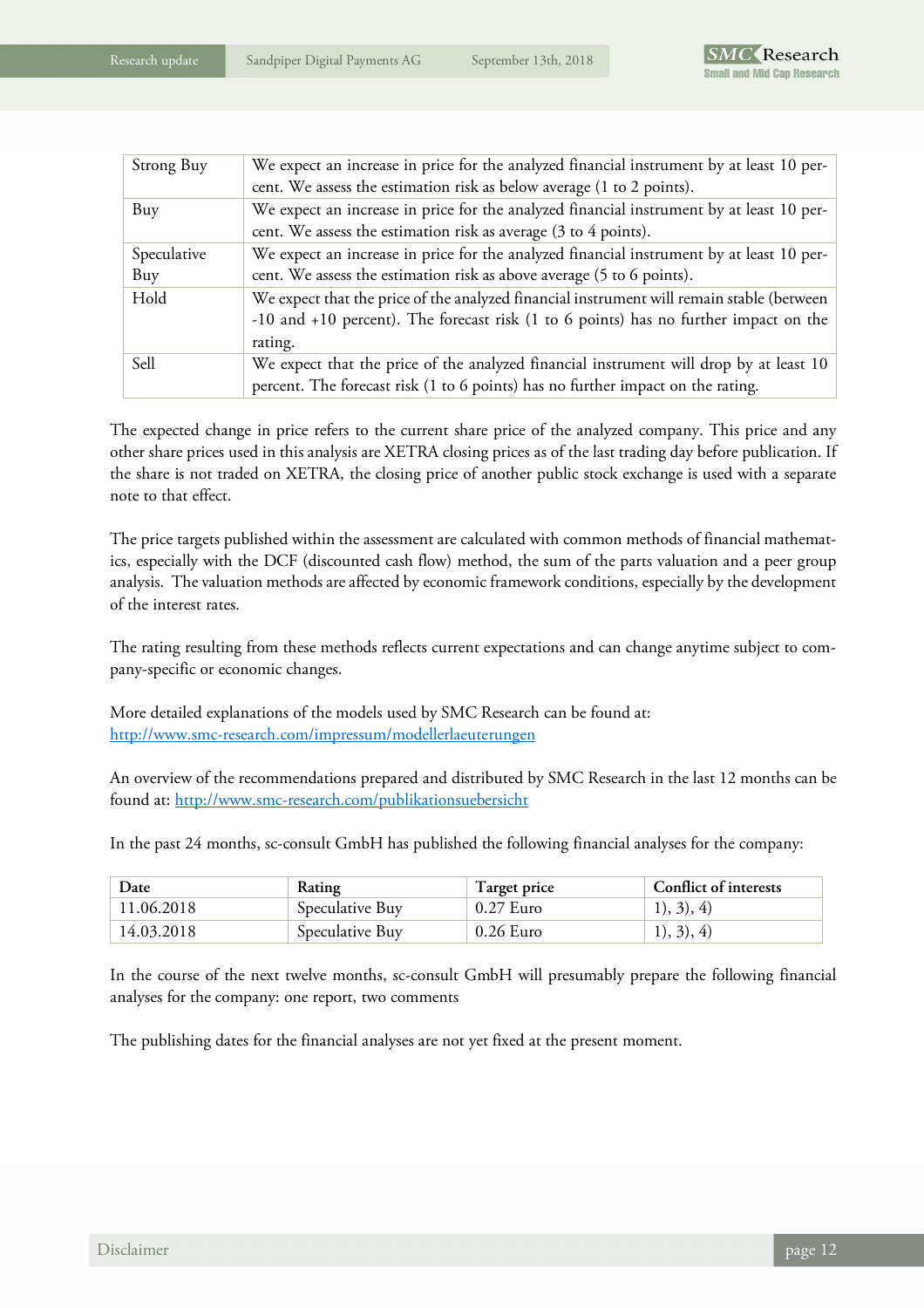| Strong Buy | We expect an increase in price for the analyzed financial instrument by at least 10 percent. We assess the estimation risk as below average (1 to 2 points). |
|---|---|
| Buy | We expect an increase in price for the analyzed financial instrument by at least 10 percent. We assess the estimation risk as average (3 to 4 points). |
| Speculative Buy | We expect an increase in price for the analyzed financial instrument by at least 10 percent. We assess the estimation risk as above average (5 to 6 points). |
| Hold | We expect that the price of the analyzed financial instrument will remain stable (between -10 and +10 percent). The forecast risk (1 to 6 points) has no further impact on the rating. |
| Sell | We expect that the price of the analyzed financial instrument will drop by at least 10 percent. The forecast risk (1 to 6 points) has no further impact on the rating. |

The expected change in price refers to the current share price of the analyzed company. This price and any other share prices used in this analysis are XETRA closing prices as of the last trading day before publication. If the share is not traded on XETRA, the closing price of another public stock exchange is used with a separate note to that effect.

The price targets published within the assessment are calculated with common methods of financial mathematics, especially with the DCF (discounted cash flow) method, the sum of the parts valuation and a peer group analysis. The valuation methods are affected by economic framework conditions, especially by the development of the interest rates.

The rating resulting from these methods reflects current expectations and can change anytime subject to company-specific or economic changes.

More detailed explanations of the models used by SMC Research can be found at:
http://www.smc-research.com/impressum/modellerlaeuterungen

An overview of the recommendations prepared and distributed by SMC Research in the last 12 months can be found at: http://www.smc-research.com/publikationsuebersicht

In the past 24 months, sc-consult GmbH has published the following financial analyses for the company:

| Date | Rating | Target price | Conflict of interests |
|---|---|---|---|
| 11.06.2018 | Speculative Buy | 0.27 Euro | 1), 3), 4) |
| 14.03.2018 | Speculative Buy | 0.26 Euro | 1), 3), 4) |

In the course of the next twelve months, sc-consult GmbH will presumably prepare the following financial analyses for the company: one report, two comments

The publishing dates for the financial analyses are not yet fixed at the present moment.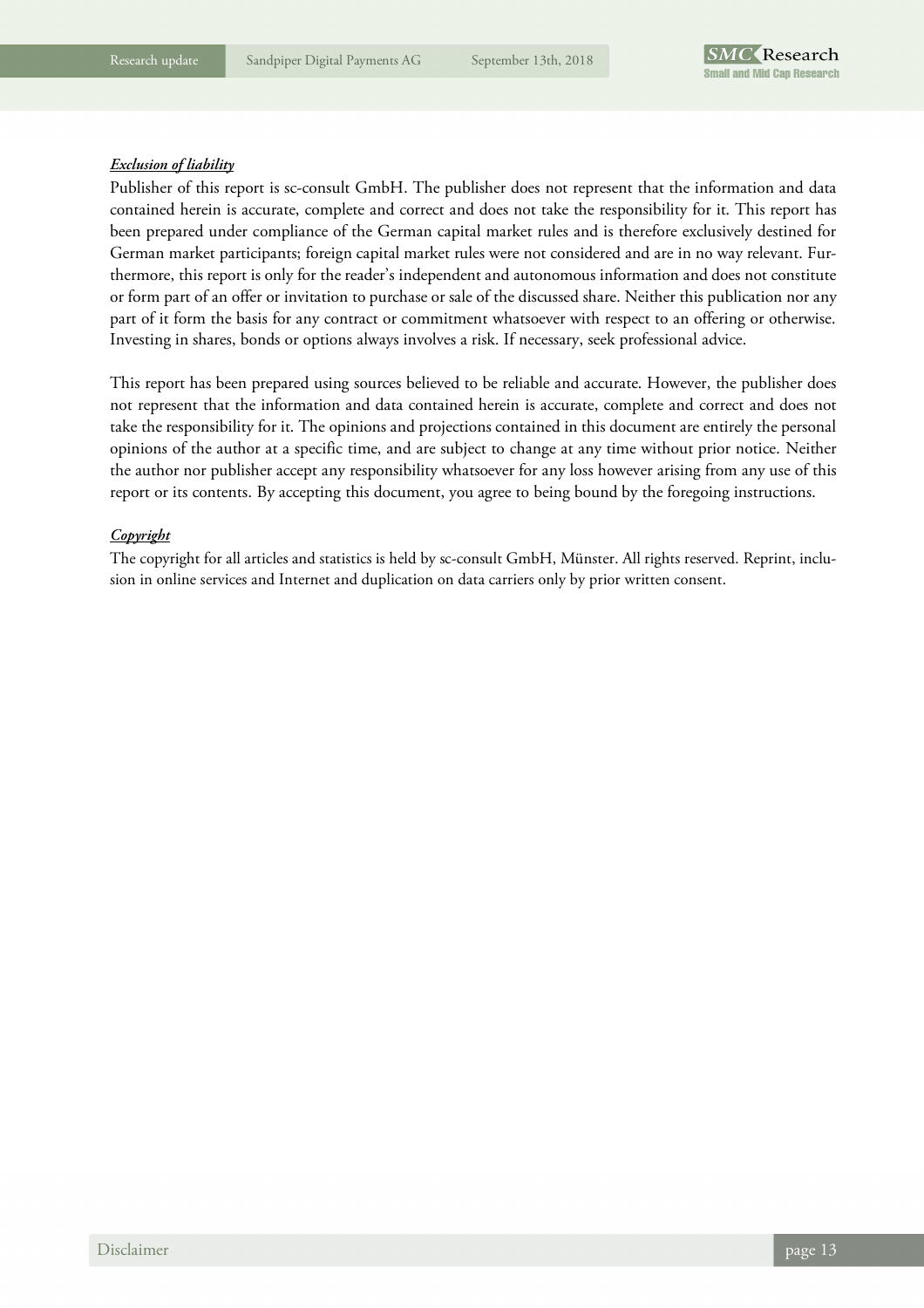***Exclusion of liability***

Publisher of this report is sc-consult GmbH. The publisher does not represent that the information and data contained herein is accurate, complete and correct and does not take the responsibility for it. This report has been prepared under compliance of the German capital market rules and is therefore exclusively destined for German market participants; foreign capital market rules were not considered and are in no way relevant. Furthermore, this report is only for the reader's independent and autonomous information and does not constitute or form part of an offer or invitation to purchase or sale of the discussed share. Neither this publication nor any part of it form the basis for any contract or commitment whatsoever with respect to an offering or otherwise. Investing in shares, bonds or options always involves a risk. If necessary, seek professional advice.

This report has been prepared using sources believed to be reliable and accurate. However, the publisher does not represent that the information and data contained herein is accurate, complete and correct and does not take the responsibility for it. The opinions and projections contained in this document are entirely the personal opinions of the author at a specific time, and are subject to change at any time without prior notice. Neither the author nor publisher accept any responsibility whatsoever for any loss however arising from any use of this report or its contents. By accepting this document, you agree to being bound by the foregoing instructions.

***Copyright***

The copyright for all articles and statistics is held by sc-consult GmbH, Münster. All rights reserved. Reprint, inclusion in online services and Internet and duplication on data carriers only by prior written consent.